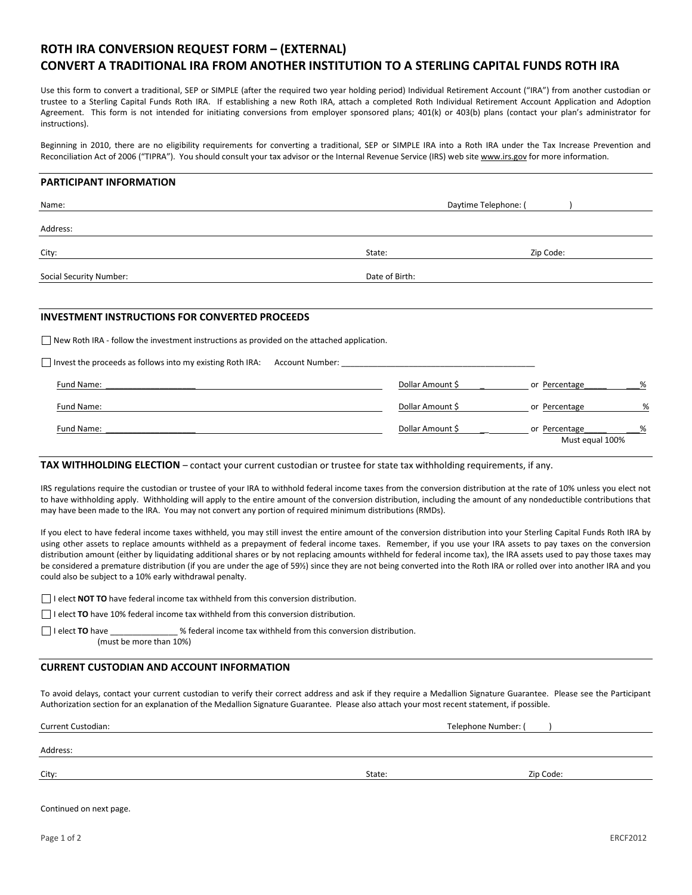# ROTH IRA CONVERSION REQUEST FORM – (EXTERNAL)
# CONVERT A TRADITIONAL IRA FROM ANOTHER INSTITUTION TO A STERLING CAPITAL FUNDS ROTH IRA

Use this form to convert a traditional, SEP or SIMPLE (after the required two year holding period) Individual Retirement Account ("IRA") from another custodian or trustee to a Sterling Capital Funds Roth IRA. If establishing a new Roth IRA, attach a completed Roth Individual Retirement Account Application and Adoption Agreement. This form is not intended for initiating conversions from employer sponsored plans; 401(k) or 403(b) plans (contact your plan's administrator for instructions).

Beginning in 2010, there are no eligibility requirements for converting a traditional, SEP or SIMPLE IRA into a Roth IRA under the Tax Increase Prevention and Reconciliation Act of 2006 ("TIPRA"). You should consult your tax advisor or the Internal Revenue Service (IRS) web site www.irs.gov for more information.

## PARTICIPANT INFORMATION

Name: ____________________ Daytime Telephone: (          )

Address: ____________________

City: ____________________ State: __________ Zip Code: __________

Social Security Number: ____________________ Date of Birth: __________

## INVESTMENT INSTRUCTIONS FOR CONVERTED PROCEEDS

☐ New Roth IRA - follow the investment instructions as provided on the attached application.

☐ Invest the proceeds as follows into my existing Roth IRA: Account Number: ____________________

Fund Name: ____________________ Dollar Amount $ __________ or Percentage ______%

Fund Name: ____________________ Dollar Amount $ __________ or Percentage ______%

Fund Name: ____________________ Dollar Amount $ __________ or Percentage ______%

Must equal 100%

## TAX WITHHOLDING ELECTION – contact your current custodian or trustee for state tax withholding requirements, if any.

IRS regulations require the custodian or trustee of your IRA to withhold federal income taxes from the conversion distribution at the rate of 10% unless you elect not to have withholding apply. Withholding will apply to the entire amount of the conversion distribution, including the amount of any nondeductible contributions that may have been made to the IRA. You may not convert any portion of required minimum distributions (RMDs).

If you elect to have federal income taxes withheld, you may still invest the entire amount of the conversion distribution into your Sterling Capital Funds Roth IRA by using other assets to replace amounts withheld as a prepayment of federal income taxes. Remember, if you use your IRA assets to pay taxes on the conversion distribution amount (either by liquidating additional shares or by not replacing amounts withheld for federal income tax), the IRA assets used to pay those taxes may be considered a premature distribution (if you are under the age of 59½) since they are not being converted into the Roth IRA or rolled over into another IRA and you could also be subject to a 10% early withdrawal penalty.

☐ I elect **NOT TO** have federal income tax withheld from this conversion distribution.

☐ I elect **TO** have 10% federal income tax withheld from this conversion distribution.

☐ I elect **TO** have ______________ % federal income tax withheld from this conversion distribution.
(must be more than 10%)

## CURRENT CUSTODIAN AND ACCOUNT INFORMATION

To avoid delays, contact your current custodian to verify their correct address and ask if they require a Medallion Signature Guarantee. Please see the Participant Authorization section for an explanation of the Medallion Signature Guarantee. Please also attach your most recent statement, if possible.

Current Custodian: ____________________ Telephone Number: (          )

Address: ____________________

City: ____________________ State: __________ Zip Code: __________

Continued on next page.

ERCF2012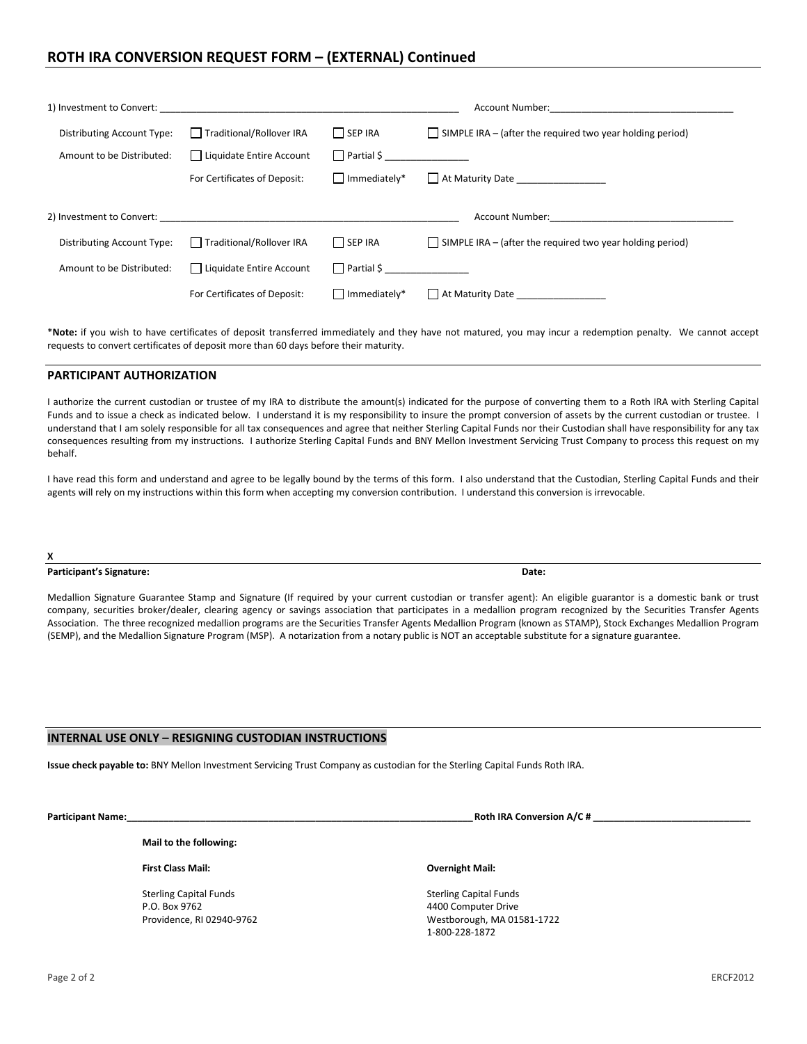## ROTH IRA CONVERSION REQUEST FORM – (EXTERNAL) Continued

1) Investment to Convert: ____________________________________________ Account Number: ______________________________

| | | | |
|---|---|---|---|
| Distributing Account Type: | ☐ Traditional/Rollover IRA | ☐ SEP IRA | ☐ SIMPLE IRA – (after the required two year holding period) |
| Amount to be Distributed: | ☐ Liquidate Entire Account | ☐ Partial $ ______________ | |
| | For Certificates of Deposit: | ☐ Immediately* | ☐ At Maturity Date ______________ |

2) Investment to Convert: ____________________________________________ Account Number: ______________________________

| | | | |
|---|---|---|---|
| Distributing Account Type: | ☐ Traditional/Rollover IRA | ☐ SEP IRA | ☐ SIMPLE IRA – (after the required two year holding period) |
| Amount to be Distributed: | ☐ Liquidate Entire Account | ☐ Partial $ ______________ | |
| | For Certificates of Deposit: | ☐ Immediately* | ☐ At Maturity Date ______________ |

\***Note:** if you wish to have certificates of deposit transferred immediately and they have not matured, you may incur a redemption penalty. We cannot accept requests to convert certificates of deposit more than 60 days before their maturity.

### PARTICIPANT AUTHORIZATION

I authorize the current custodian or trustee of my IRA to distribute the amount(s) indicated for the purpose of converting them to a Roth IRA with Sterling Capital Funds and to issue a check as indicated below. I understand it is my responsibility to insure the prompt conversion of assets by the current custodian or trustee. I understand that I am solely responsible for all tax consequences and agree that neither Sterling Capital Funds nor their Custodian shall have responsibility for any tax consequences resulting from my instructions. I authorize Sterling Capital Funds and BNY Mellon Investment Servicing Trust Company to process this request on my behalf.

I have read this form and understand and agree to be legally bound by the terms of this form. I also understand that the Custodian, Sterling Capital Funds and their agents will rely on my instructions within this form when accepting my conversion contribution. I understand this conversion is irrevocable.

**X**

**Participant's Signature:** **Date:**

Medallion Signature Guarantee Stamp and Signature (If required by your current custodian or transfer agent): An eligible guarantor is a domestic bank or trust company, securities broker/dealer, clearing agency or savings association that participates in a medallion program recognized by the Securities Transfer Agents Association. The three recognized medallion programs are the Securities Transfer Agents Medallion Program (known as STAMP), Stock Exchanges Medallion Program (SEMP), and the Medallion Signature Program (MSP). A notarization from a notary public is NOT an acceptable substitute for a signature guarantee.

### INTERNAL USE ONLY – RESIGNING CUSTODIAN INSTRUCTIONS

**Issue check payable to:** BNY Mellon Investment Servicing Trust Company as custodian for the Sterling Capital Funds Roth IRA.

**Participant Name:**____________________________________________ **Roth IRA Conversion A/C #** ______________________

**Mail to the following:**

**First Class Mail:**

Sterling Capital Funds
P.O. Box 9762
Providence, RI 02940-9762

**Overnight Mail:**

Sterling Capital Funds
4400 Computer Drive
Westborough, MA 01581-1722
1-800-228-1872

ERCF2012